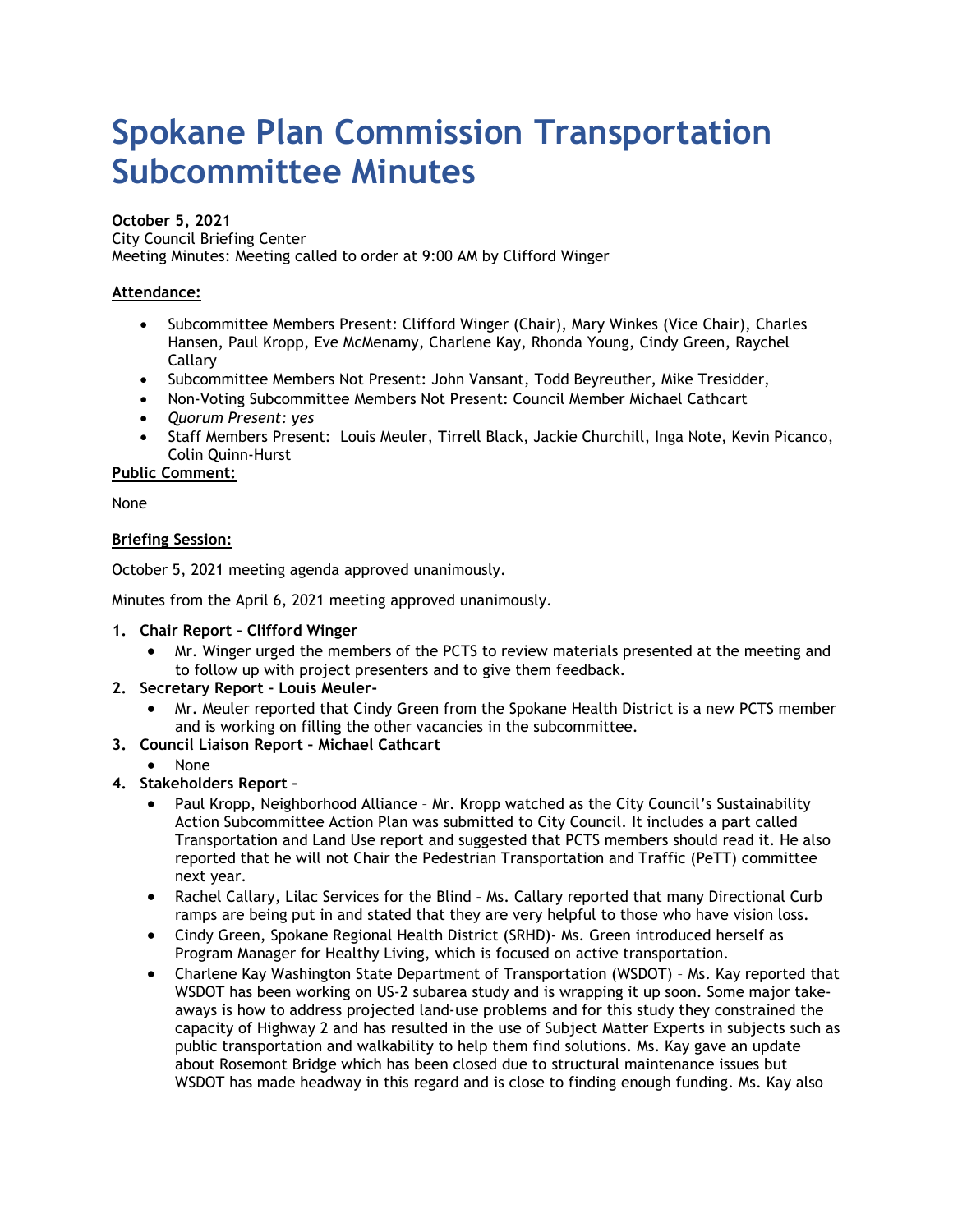# Spokane Plan Commission Transportation Subcommittee Minutes

**October 5, 2021**
City Council Briefing Center
Meeting Minutes: Meeting called to order at 9:00 AM by Clifford Winger

**Attendance:**

- Subcommittee Members Present: Clifford Winger (Chair), Mary Winkes (Vice Chair), Charles Hansen, Paul Kropp, Eve McMenamy, Charlene Kay, Rhonda Young, Cindy Green, Raychel Callary
- Subcommittee Members Not Present: John Vansant, Todd Beyreuther, Mike Tresidder,
- Non-Voting Subcommittee Members Not Present: Council Member Michael Cathcart
- *Quorum Present: yes*
- Staff Members Present: Louis Meuler, Tirrell Black, Jackie Churchill, Inga Note, Kevin Picanco, Colin Quinn-Hurst

**Public Comment:**

None

**Briefing Session:**

October 5, 2021 meeting agenda approved unanimously.

Minutes from the April 6, 2021 meeting approved unanimously.

1. **Chair Report – Clifford Winger**
   - Mr. Winger urged the members of the PCTS to review materials presented at the meeting and to follow up with project presenters and to give them feedback.
2. **Secretary Report – Louis Meuler-**
   - Mr. Meuler reported that Cindy Green from the Spokane Health District is a new PCTS member and is working on filling the other vacancies in the subcommittee.
3. **Council Liaison Report – Michael Cathcart**
   - None
4. **Stakeholders Report –**
   - Paul Kropp, Neighborhood Alliance – Mr. Kropp watched as the City Council's Sustainability Action Subcommittee Action Plan was submitted to City Council. It includes a part called Transportation and Land Use report and suggested that PCTS members should read it. He also reported that he will not Chair the Pedestrian Transportation and Traffic (PeTT) committee next year.
   - Rachel Callary, Lilac Services for the Blind – Ms. Callary reported that many Directional Curb ramps are being put in and stated that they are very helpful to those who have vision loss.
   - Cindy Green, Spokane Regional Health District (SRHD)- Ms. Green introduced herself as Program Manager for Healthy Living, which is focused on active transportation.
   - Charlene Kay Washington State Department of Transportation (WSDOT) – Ms. Kay reported that WSDOT has been working on US-2 subarea study and is wrapping it up soon. Some major take-aways is how to address projected land-use problems and for this study they constrained the capacity of Highway 2 and has resulted in the use of Subject Matter Experts in subjects such as public transportation and walkability to help them find solutions. Ms. Kay gave an update about Rosemont Bridge which has been closed due to structural maintenance issues but WSDOT has made headway in this regard and is close to finding enough funding. Ms. Kay also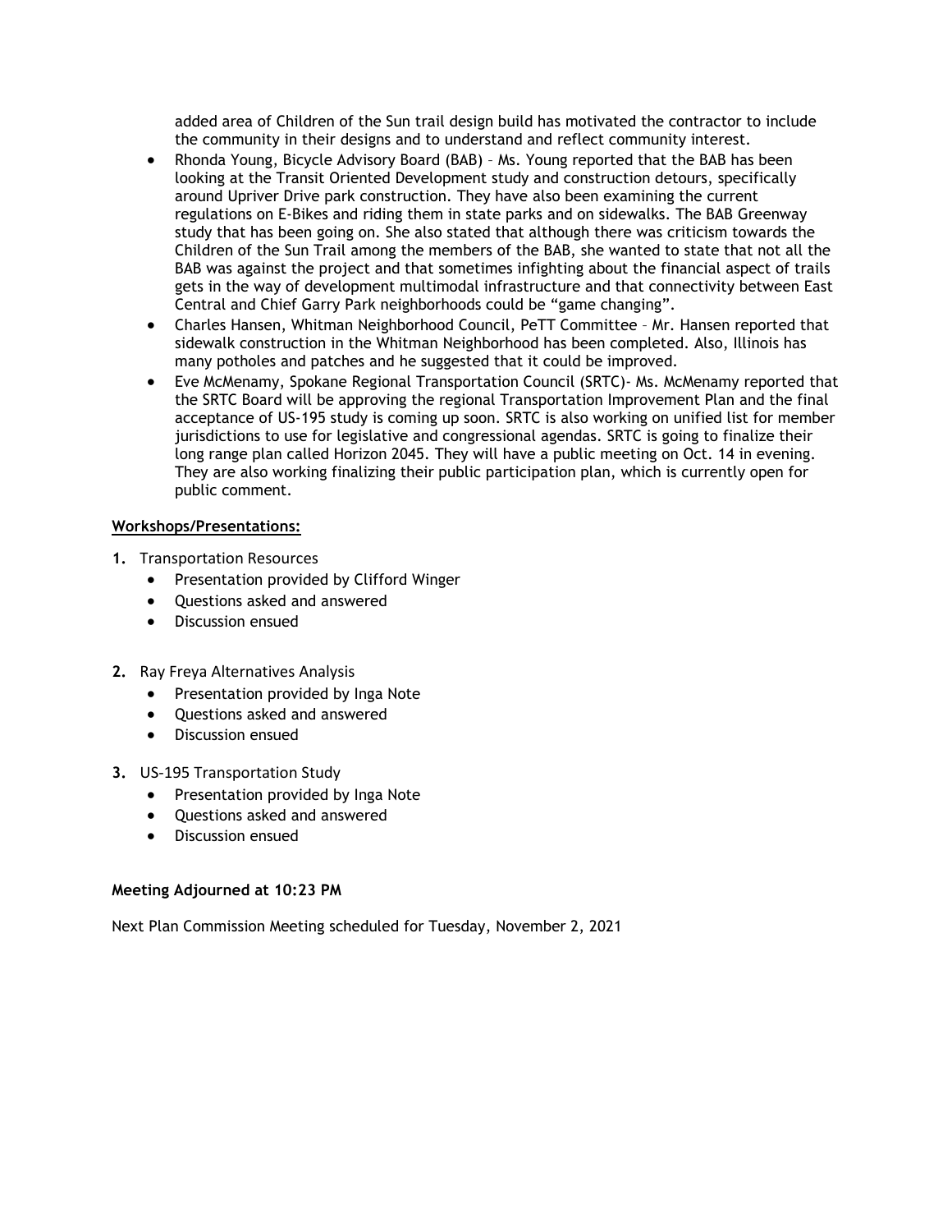added area of Children of the Sun trail design build has motivated the contractor to include the community in their designs and to understand and reflect community interest.

- Rhonda Young, Bicycle Advisory Board (BAB) – Ms. Young reported that the BAB has been looking at the Transit Oriented Development study and construction detours, specifically around Upriver Drive park construction. They have also been examining the current regulations on E-Bikes and riding them in state parks and on sidewalks. The BAB Greenway study that has been going on. She also stated that although there was criticism towards the Children of the Sun Trail among the members of the BAB, she wanted to state that not all the BAB was against the project and that sometimes infighting about the financial aspect of trails gets in the way of development multimodal infrastructure and that connectivity between East Central and Chief Garry Park neighborhoods could be "game changing".
- Charles Hansen, Whitman Neighborhood Council, PeTT Committee – Mr. Hansen reported that sidewalk construction in the Whitman Neighborhood has been completed. Also, Illinois has many potholes and patches and he suggested that it could be improved.
- Eve McMenamy, Spokane Regional Transportation Council (SRTC)- Ms. McMenamy reported that the SRTC Board will be approving the regional Transportation Improvement Plan and the final acceptance of US-195 study is coming up soon. SRTC is also working on unified list for member jurisdictions to use for legislative and congressional agendas. SRTC is going to finalize their long range plan called Horizon 2045. They will have a public meeting on Oct. 14 in evening. They are also working finalizing their public participation plan, which is currently open for public comment.

**Workshops/Presentations:**

1. Transportation Resources
   - Presentation provided by Clifford Winger
   - Questions asked and answered
   - Discussion ensued

2. Ray Freya Alternatives Analysis
   - Presentation provided by Inga Note
   - Questions asked and answered
   - Discussion ensued

3. US-195 Transportation Study
   - Presentation provided by Inga Note
   - Questions asked and answered
   - Discussion ensued

**Meeting Adjourned at 10:23 PM**

Next Plan Commission Meeting scheduled for Tuesday, November 2, 2021